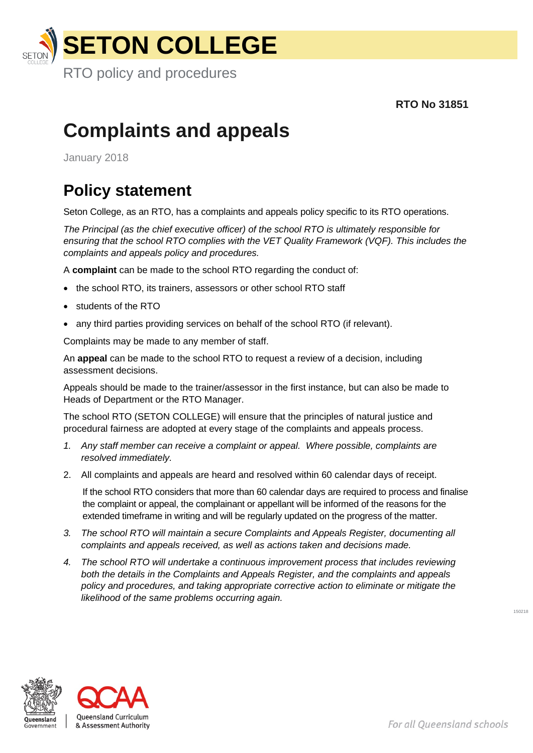# SETON COLLEGE

RTO policy and procedures

**RTO No 31851**

# Complaints and appeals

January 2018

## Policy statement

Seton College, as an RTO, has a complaints and appeals policy specific to its RTO operations.

*The Principal (as the chief executive officer) of the school RTO is ultimately responsible for ensuring that the school RTO complies with the VET Quality Framework (VQF). This includes the complaints and appeals policy and procedures.*

A **complaint** can be made to the school RTO regarding the conduct of:

- the school RTO, its trainers, assessors or other school RTO staff
- students of the RTO
- any third parties providing services on behalf of the school RTO (if relevant).

Complaints may be made to any member of staff.

An **appeal** can be made to the school RTO to request a review of a decision, including assessment decisions.

Appeals should be made to the trainer/assessor in the first instance, but can also be made to Heads of Department or the RTO Manager.

The school RTO (SETON COLLEGE) will ensure that the principles of natural justice and procedural fairness are adopted at every stage of the complaints and appeals process.

1. *Any staff member can receive a complaint or appeal. Where possible, complaints are resolved immediately.*
2. All complaints and appeals are heard and resolved within 60 calendar days of receipt.

   If the school RTO considers that more than 60 calendar days are required to process and finalise the complaint or appeal, the complainant or appellant will be informed of the reasons for the extended timeframe in writing and will be regularly updated on the progress of the matter.
3. *The school RTO will maintain a secure Complaints and Appeals Register, documenting all complaints and appeals received, as well as actions taken and decisions made.*
4. *The school RTO will undertake a continuous improvement process that includes reviewing both the details in the Complaints and Appeals Register, and the complaints and appeals policy and procedures, and taking appropriate corrective action to eliminate or mitigate the likelihood of the same problems occurring again.*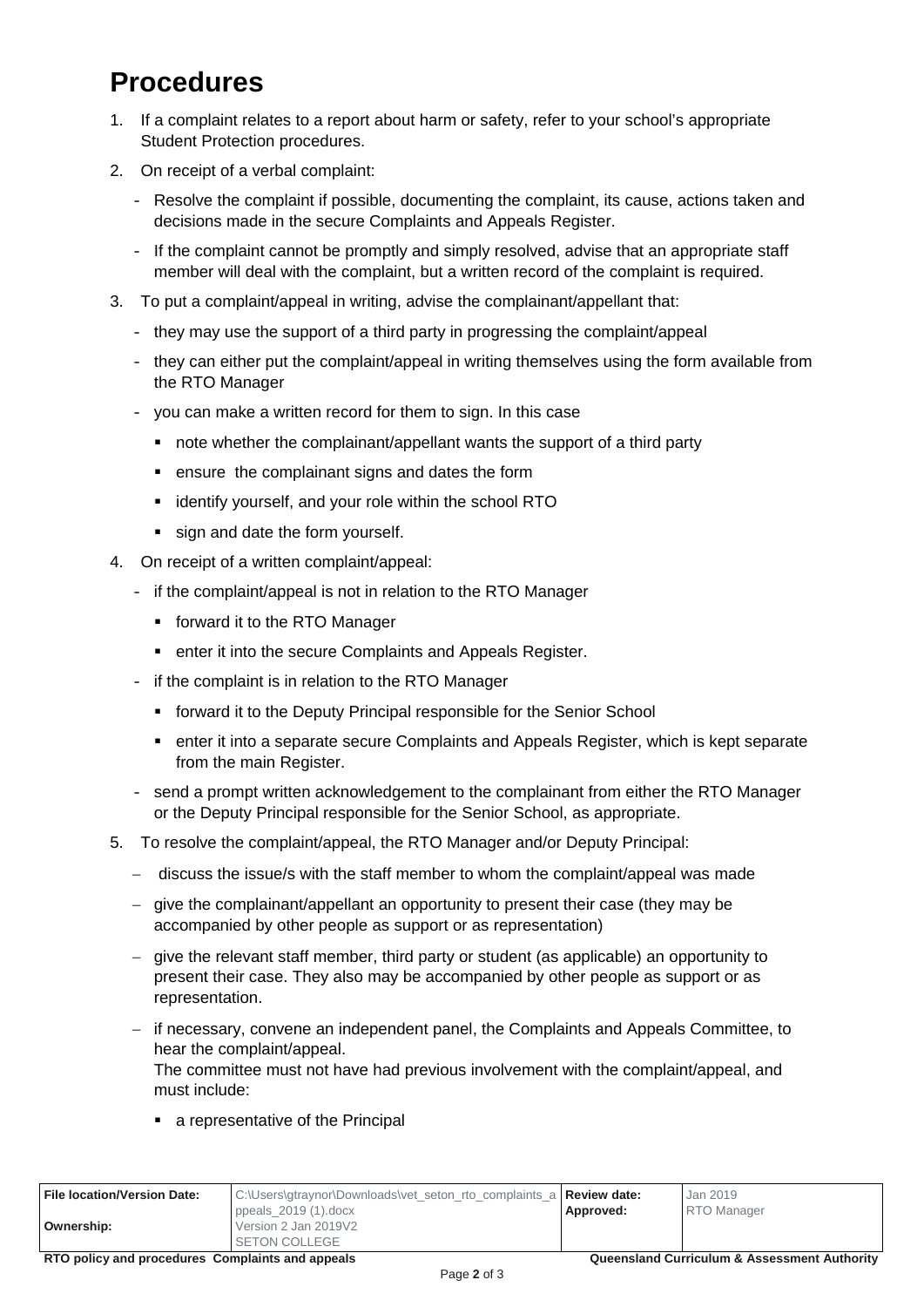# Procedures

1. If a complaint relates to a report about harm or safety, refer to your school's appropriate Student Protection procedures.
2. On receipt of a verbal complaint:
   - Resolve the complaint if possible, documenting the complaint, its cause, actions taken and decisions made in the secure Complaints and Appeals Register.
   - If the complaint cannot be promptly and simply resolved, advise that an appropriate staff member will deal with the complaint, but a written record of the complaint is required.
3. To put a complaint/appeal in writing, advise the complainant/appellant that:
   - they may use the support of a third party in progressing the complaint/appeal
   - they can either put the complaint/appeal in writing themselves using the form available from the RTO Manager
   - you can make a written record for them to sign. In this case
     - note whether the complainant/appellant wants the support of a third party
     - ensure the complainant signs and dates the form
     - identify yourself, and your role within the school RTO
     - sign and date the form yourself.
4. On receipt of a written complaint/appeal:
   - if the complaint/appeal is not in relation to the RTO Manager
     - forward it to the RTO Manager
     - enter it into the secure Complaints and Appeals Register.
   - if the complaint is in relation to the RTO Manager
     - forward it to the Deputy Principal responsible for the Senior School
     - enter it into a separate secure Complaints and Appeals Register, which is kept separate from the main Register.
   - send a prompt written acknowledgement to the complainant from either the RTO Manager or the Deputy Principal responsible for the Senior School, as appropriate.
5. To resolve the complaint/appeal, the RTO Manager and/or Deputy Principal:
   - discuss the issue/s with the staff member to whom the complaint/appeal was made
   - give the complainant/appellant an opportunity to present their case (they may be accompanied by other people as support or as representation)
   - give the relevant staff member, third party or student (as applicable) an opportunity to present their case. They also may be accompanied by other people as support or as representation.
   - if necessary, convene an independent panel, the Complaints and Appeals Committee, to hear the complaint/appeal.
     The committee must not have had previous involvement with the complaint/appeal, and must include:
     - a representative of the Principal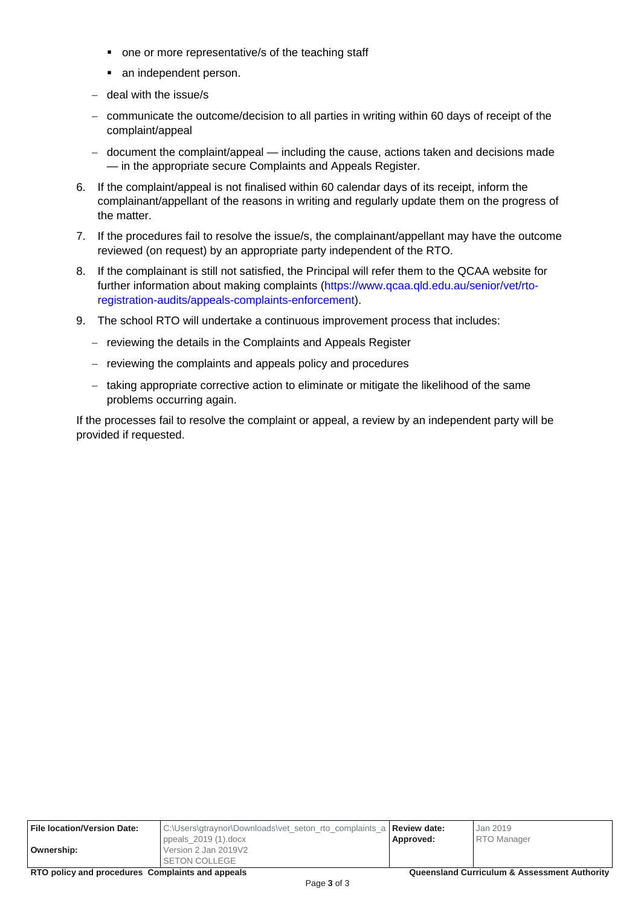- one or more representative/s of the teaching staff
   - an independent person.
 - deal with the issue/s
 - communicate the outcome/decision to all parties in writing within 60 days of receipt of the complaint/appeal
 - document the complaint/appeal — including the cause, actions taken and decisions made — in the appropriate secure Complaints and Appeals Register.

6. If the complaint/appeal is not finalised within 60 calendar days of its receipt, inform the complainant/appellant of the reasons in writing and regularly update them on the progress of the matter.
7. If the procedures fail to resolve the issue/s, the complainant/appellant may have the outcome reviewed (on request) by an appropriate party independent of the RTO.
8. If the complainant is still not satisfied, the Principal will refer them to the QCAA website for further information about making complaints (https://www.qcaa.qld.edu.au/senior/vet/rto-registration-audits/appeals-complaints-enforcement).
9. The school RTO will undertake a continuous improvement process that includes:
   - reviewing the details in the Complaints and Appeals Register
   - reviewing the complaints and appeals policy and procedures
   - taking appropriate corrective action to eliminate or mitigate the likelihood of the same problems occurring again.

If the processes fail to resolve the complaint or appeal, a review by an independent party will be provided if requested.

| | | | |
|---|---|---|---|
| **File location/Version Date:** | C:\Users\gtraynor\Downloads\vet_seton_rto_complaints_appeals_2019 (1).docx Version 2 Jan 2019V2 | **Review date:** | Jan 2019 |
| **Ownership:** | SETON COLLEGE | **Approved:** | RTO Manager |